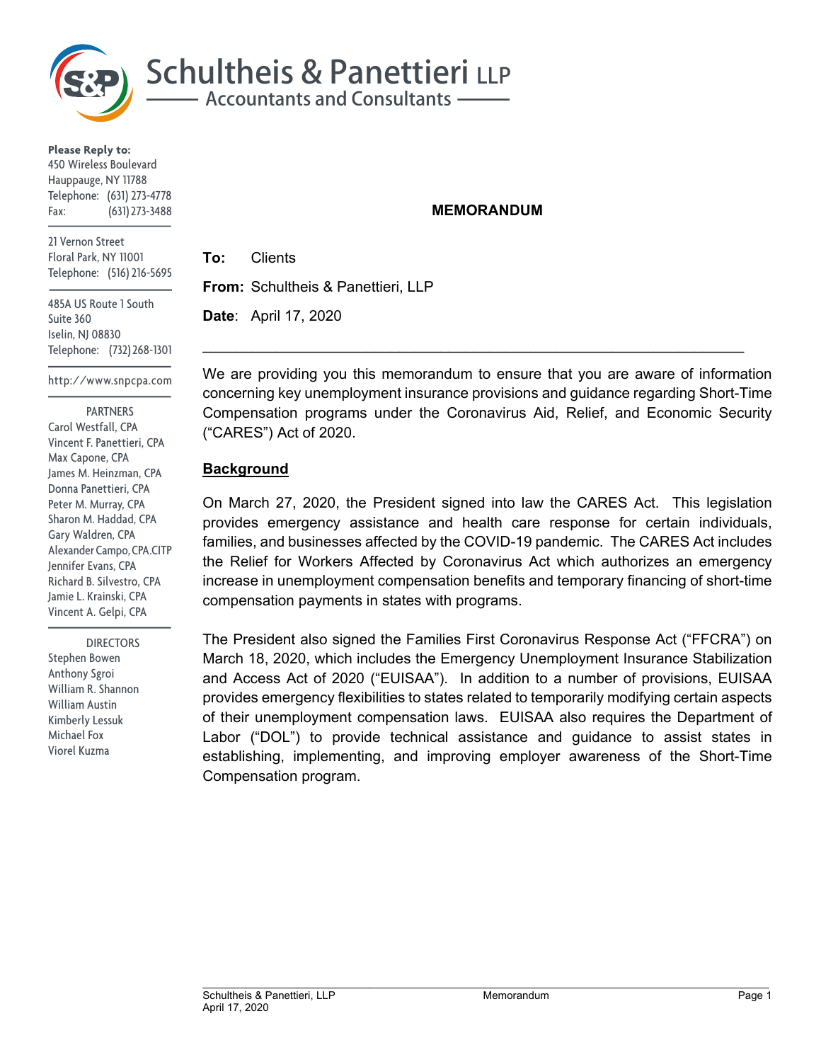# Schultheis & Panettieri LLP

Accountants and Consultants

**Please Reply to:**
450 Wireless Boulevard
Hauppauge, NY 11788
Telephone: (631) 273-4778
Fax: (631) 273-3488

21 Vernon Street
Floral Park, NY 11001
Telephone: (516) 216-5695

485A US Route 1 South
Suite 360
Iselin, NJ 08830
Telephone: (732) 268-1301

http://www.snpcpa.com

PARTNERS
Carol Westfall, CPA
Vincent F. Panettieri, CPA
Max Capone, CPA
James M. Heinzman, CPA
Donna Panettieri, CPA
Peter M. Murray, CPA
Sharon M. Haddad, CPA
Gary Waldren, CPA
Alexander Campo, CPA.CITP
Jennifer Evans, CPA
Richard B. Silvestro, CPA
Jamie L. Krainski, CPA
Vincent A. Gelpi, CPA

DIRECTORS
Stephen Bowen
Anthony Sgroi
William R. Shannon
William Austin
Kimberly Lessuk
Michael Fox
Viorel Kuzma

## MEMORANDUM

**To:** Clients

**From:** Schultheis & Panettieri, LLP

**Date**: April 17, 2020

---

We are providing you this memorandum to ensure that you are aware of information concerning key unemployment insurance provisions and guidance regarding Short-Time Compensation programs under the Coronavirus Aid, Relief, and Economic Security ("CARES") Act of 2020.

**Background**

On March 27, 2020, the President signed into law the CARES Act. This legislation provides emergency assistance and health care response for certain individuals, families, and businesses affected by the COVID-19 pandemic. The CARES Act includes the Relief for Workers Affected by Coronavirus Act which authorizes an emergency increase in unemployment compensation benefits and temporary financing of short-time compensation payments in states with programs.

The President also signed the Families First Coronavirus Response Act ("FFCRA") on March 18, 2020, which includes the Emergency Unemployment Insurance Stabilization and Access Act of 2020 ("EUISAA"). In addition to a number of provisions, EUISAA provides emergency flexibilities to states related to temporarily modifying certain aspects of their unemployment compensation laws. EUISAA also requires the Department of Labor ("DOL") to provide technical assistance and guidance to assist states in establishing, implementing, and improving employer awareness of the Short-Time Compensation program.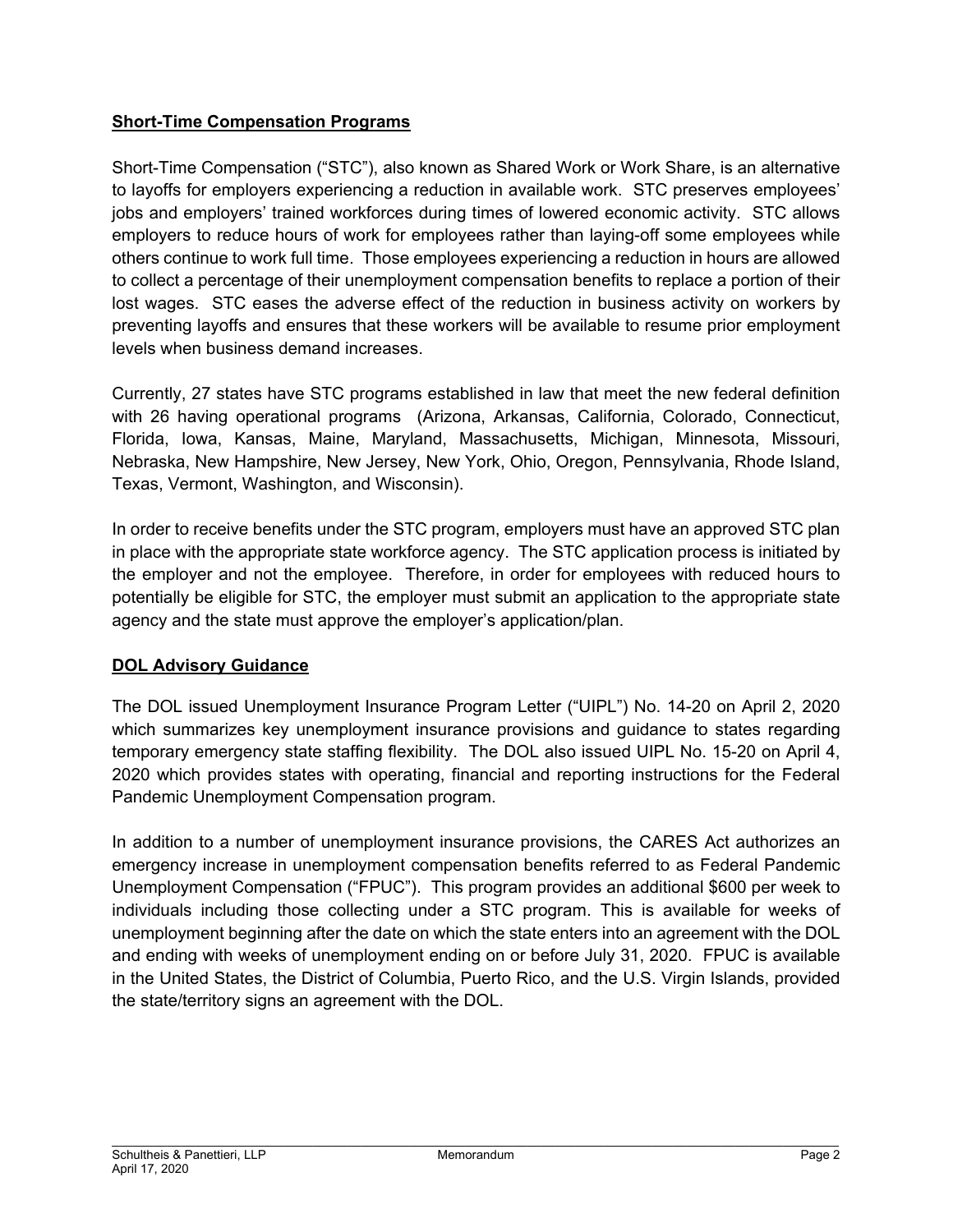## Short-Time Compensation Programs

Short-Time Compensation ("STC"), also known as Shared Work or Work Share, is an alternative to layoffs for employers experiencing a reduction in available work. STC preserves employees' jobs and employers' trained workforces during times of lowered economic activity. STC allows employers to reduce hours of work for employees rather than laying-off some employees while others continue to work full time. Those employees experiencing a reduction in hours are allowed to collect a percentage of their unemployment compensation benefits to replace a portion of their lost wages. STC eases the adverse effect of the reduction in business activity on workers by preventing layoffs and ensures that these workers will be available to resume prior employment levels when business demand increases.

Currently, 27 states have STC programs established in law that meet the new federal definition with 26 having operational programs (Arizona, Arkansas, California, Colorado, Connecticut, Florida, Iowa, Kansas, Maine, Maryland, Massachusetts, Michigan, Minnesota, Missouri, Nebraska, New Hampshire, New Jersey, New York, Ohio, Oregon, Pennsylvania, Rhode Island, Texas, Vermont, Washington, and Wisconsin).

In order to receive benefits under the STC program, employers must have an approved STC plan in place with the appropriate state workforce agency. The STC application process is initiated by the employer and not the employee. Therefore, in order for employees with reduced hours to potentially be eligible for STC, the employer must submit an application to the appropriate state agency and the state must approve the employer's application/plan.

## DOL Advisory Guidance

The DOL issued Unemployment Insurance Program Letter ("UIPL") No. 14-20 on April 2, 2020 which summarizes key unemployment insurance provisions and guidance to states regarding temporary emergency state staffing flexibility. The DOL also issued UIPL No. 15-20 on April 4, 2020 which provides states with operating, financial and reporting instructions for the Federal Pandemic Unemployment Compensation program.

In addition to a number of unemployment insurance provisions, the CARES Act authorizes an emergency increase in unemployment compensation benefits referred to as Federal Pandemic Unemployment Compensation ("FPUC"). This program provides an additional $600 per week to individuals including those collecting under a STC program. This is available for weeks of unemployment beginning after the date on which the state enters into an agreement with the DOL and ending with weeks of unemployment ending on or before July 31, 2020. FPUC is available in the United States, the District of Columbia, Puerto Rico, and the U.S. Virgin Islands, provided the state/territory signs an agreement with the DOL.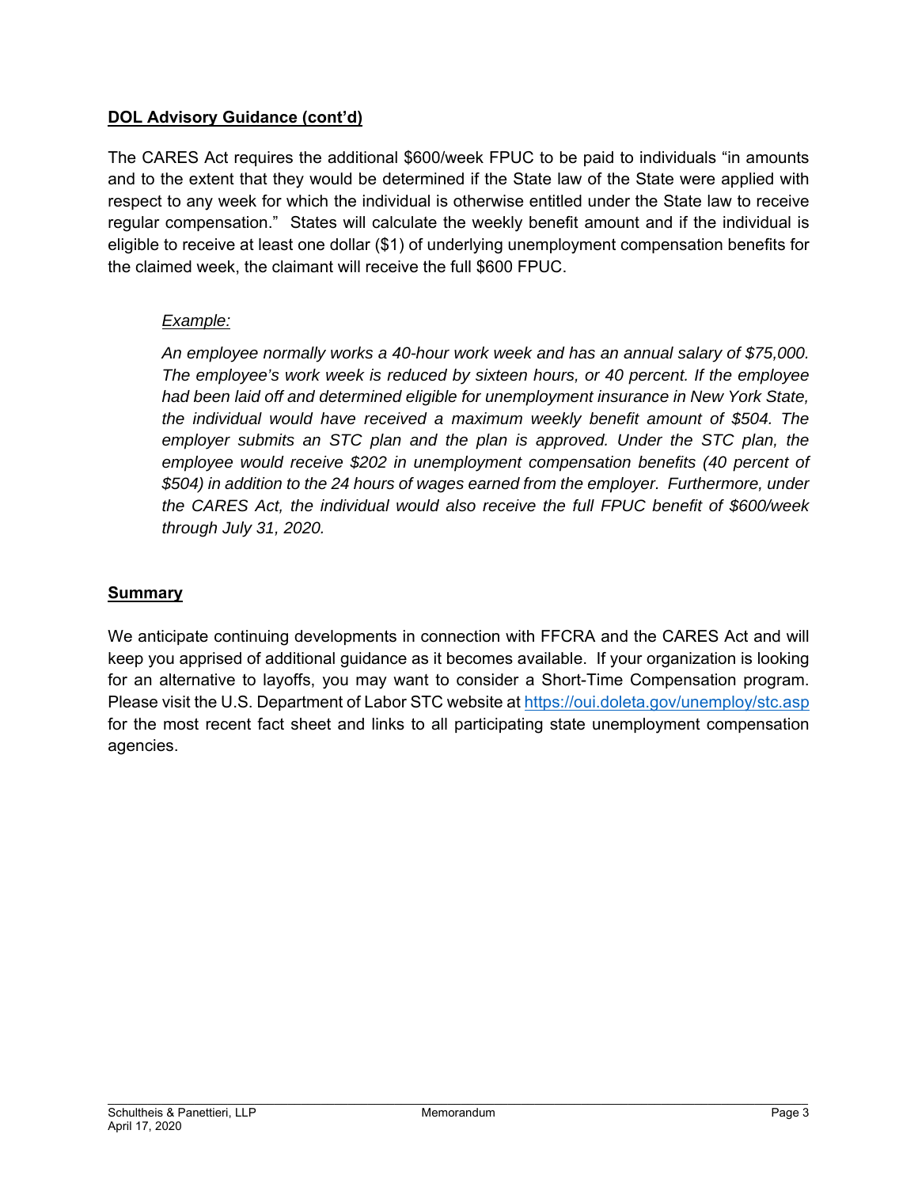**DOL Advisory Guidance (cont'd)**

The CARES Act requires the additional $600/week FPUC to be paid to individuals "in amounts and to the extent that they would be determined if the State law of the State were applied with respect to any week for which the individual is otherwise entitled under the State law to receive regular compensation." States will calculate the weekly benefit amount and if the individual is eligible to receive at least one dollar ($1) of underlying unemployment compensation benefits for the claimed week, the claimant will receive the full $600 FPUC.

> *Example:*
>
> *An employee normally works a 40-hour work week and has an annual salary of $75,000. The employee's work week is reduced by sixteen hours, or 40 percent. If the employee had been laid off and determined eligible for unemployment insurance in New York State, the individual would have received a maximum weekly benefit amount of $504. The employer submits an STC plan and the plan is approved. Under the STC plan, the employee would receive $202 in unemployment compensation benefits (40 percent of $504) in addition to the 24 hours of wages earned from the employer. Furthermore, under the CARES Act, the individual would also receive the full FPUC benefit of $600/week through July 31, 2020.*

**Summary**

We anticipate continuing developments in connection with FFCRA and the CARES Act and will keep you apprised of additional guidance as it becomes available. If your organization is looking for an alternative to layoffs, you may want to consider a Short-Time Compensation program. Please visit the U.S. Department of Labor STC website at https://oui.doleta.gov/unemploy/stc.asp for the most recent fact sheet and links to all participating state unemployment compensation agencies.